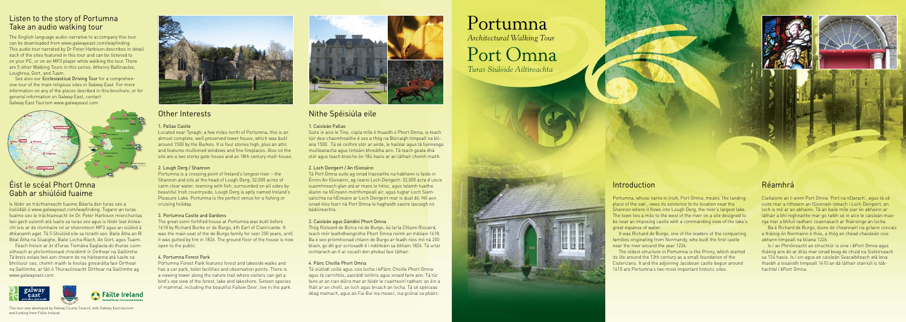## Listen to the story of Portumna
## Take an audio walking tour

The English language audio-narrative to accompany this tour can be downloaded from www.galwayeast.com/wayfinding. This audio tour narrated by Dr Peter Harbison describes in detail each of the sites featured in this tour and can be listened to on your PC, or on an MP3 player while walking the tour. There are 5 other Walking Tours in this series: Athenry Ballinasloe, Loughrea, Gort, and Tuam.

See also our **Ecclesiastical Driving Tour** for a comprehensive tour of the main religious sites in Galway East. For more information on any of the places desribed in this brochure, or for general information on Galway East, contact Galway East Tourism www.galwayeast.com

## Éist le scéal Phort Omna
## Gabh ar shiúlóid fuaime

Is féidir an tráchtaireacht fuaime Béarla don turas seo a íoslódáil ó www.galwayeast.com/wayfinding. Tugann an turas fuaime seo le tráchtaireacht ón Dr. Peter Harbison mionchuntas faoi gach suíomh atá luaite sa turas seo agus is féidir leat éisteacht leis ar do ríomhaire nó ar sheinnteoir MP3 agus an siúlóid á dhéanamh agat. Tá 5 Shiúlóid eile sa tsraith seo: Baile Átha an Rí Béal Átha na Sluaighe, Baile Locha Riach, An Gort, agus Tuaim.

Féach freisin ar ár dTuras Tiomána Eaglasta do thuras cuimsitheach ar phríomhionaid chreidimh in Oirthear na Gaillimhe. Tá breis eolais faoi aon cheann de na háiteanna atá luaite sa bhróisiúr seo, chomh maith le heolas ginearálta faoi Oirthear na Gaillimhe, ar fáil ó Thurasóireacht Oirthear na Gaillimhe ag www.galwayeast.com.

This tour was developed by Galway County Council, with Galway East tourism and funding from Fáilte Ireland.

## Other Interests

### 1. Pallas Castle

Located near Tynagh, a few miles north of Portumna, this is an almost complete, well preserved tower house, which was built around 1500 by the Burkes. It is four stories high, plus an attic and features mullioned windows and fine fireplaces. Also on the site are a two storey gate-house and an 18th century malt-house.

### 2. Lough Derg / Shannon

Portumna is a crossing point of Ireland's longest river – the Shannon and sits at the head of Lough Derg: 32,000 acres of calm clear water, teeming with fish, surrounded on all sides by beautiful Irish countryside, Lough Derg is aptly named Ireland's Pleasure Lake. Portumna is the perfect venue for a fishing or cruising holiday.

### 3. Portumna Castle and Gardens

The great semi-fortified house at Portumna was built before 1618 by Richard Burke or de Burgo, 4th Earl of Clanricarde. It was the main seat of the de Burgo family for over 200 years, until it was gutted by fire in 1826. The ground floor of the house is now open to the public.

### 4. Portumna Forest Park

Portumna Forest Park features forest and lakeside walks and has a car park, toilet facilities and observation points. There is a viewing tower along the nature trail where visitors can get a bird's eye view of the forest, lake and lakeshore. Sixteen species of mammal, including the beautiful Fallow Deer, live in the park.

## Nithe Spéisiúla eile

### 1. Caisleán Pallas

Suite in aice le Tíne, cúpla míle ó thuaidh ó Phort Omna, is teach túir dea-chaomhnaithe é seo a thóg na Búrcaigh timpeall na bliana 1500. Tá sé ceithre stór ar airde, le hailéar agus tá fuinneoga muilleanacha agus tinteáin bhreátha ann. Tá teach geata dhá stór agus teach braiche ón 18ú haois ar an láthair chomh maith.

### 2. Loch Deirgeirt / An tSionainn

Tá Port Omna suite ag ionad trasnaithe na habhann is faide in Éirinn An tSionainn, ag ceann Loch Deirgeirt: 32,000 acra d'uisce suaimhneach glan atá ar maos le héisc, agus talamh tuaithe álainn na hÉireann mórthimpeall air, agus tugtar Loch Siamsaíochta na hÉireann ar Loch Deirgeirt mar is dual dó. Níl aon ionad níos fearr ná Port Omna le haghaidh saoire iascaigh nó bádóireachta.

### 3. Caisleán agus Gáirdíní Phort Omna

Thóg Risteard de Búrca nó de Burgo, 4ú Iarla Chlann Riocaird, teach mór leathdhaingnithe Phort Omna roimh an mbliain 1618. Ba é seo príomhionad chlann de Burgo ar feadh níos mó ná 200 bliain, go dtí gur scriosadh é i ndóiteáin sa bhliain 1826. Tá urlár íochtarach an tí ar oscailt don phobal faoi láthair.

### 4. Páirc Choille Phort Omna

Tá siúlóidí coille agus cois locha i bPáirc Choille Phort Omna agus tá carrchlós, saoráidí leithris agus ionaid faire ann. Tá túr faire ar an rian dúlra mar ar féidir le cuairteoirí radharc an éin a fháil ar an choill, an loch agus bruach an locha. Tá sé speiceas déag mamach, agus an Fia Buí ina measc, ina gcónaí sa pháirc.

# Portumna
*Architectural Walking Tour*

# Port Omna
*Turas Siúlóide Ailtireachta*

## Introduction

Portumna, whose name in Irish, Port Omna, means 'the landing place of the oak', owes its existence to its location near the Shannon where it flows into Lough Derg, the river's largest lake. The town lies a mile to the west of the river on a site designed to be near an imposing castle with a commanding view of the lake's great expanse of water.

It was Richard de Burgo, one of the leaders of the conquering families originating from Normandy, who built the first castle near the river around the year 1226.

The oldest structure in Portumna is the Priory, which started its life around the 13th century as a small foundation of the Cistercians. It and the adjoining Jacobean castle begun around 1610 are Portumna's two most important historic sites.

## Réamhrá

Ciallaíonn an t-ainm Port Omna 'Port na nDarach', agus tá sé suite mar a ritheann an tSionnain isteach i Loch Deirgeirt, an loch is mó ar an abhainn. Tá an baile míle siar ón abhainn ar láthair a bhí roghnaithe mar go raibh sé in aice le caisleán maorga mar a bhfuil radharc ceannasach ar fhairsinge an locha.

Ba é Richard de Burgo, duine de cheannairí na gclann concais a tháinig ón Normainn ó thús, a thóg an chéad chaisleán cois abhann timpeall na bliana 1226.

Is í an Phrióireacht an struchtúr is sine i bPort Omna agus tháinig ann dó ar dtús mar ionad beag de chuid na Sistéirseach sa 13ú haois. Is í sin agus an caisleán Seacaibíteach atá lena thaobh a tosaíodh timpeall 1610 an dá láthair stairiúil is tábhachtaí i bPort Omna.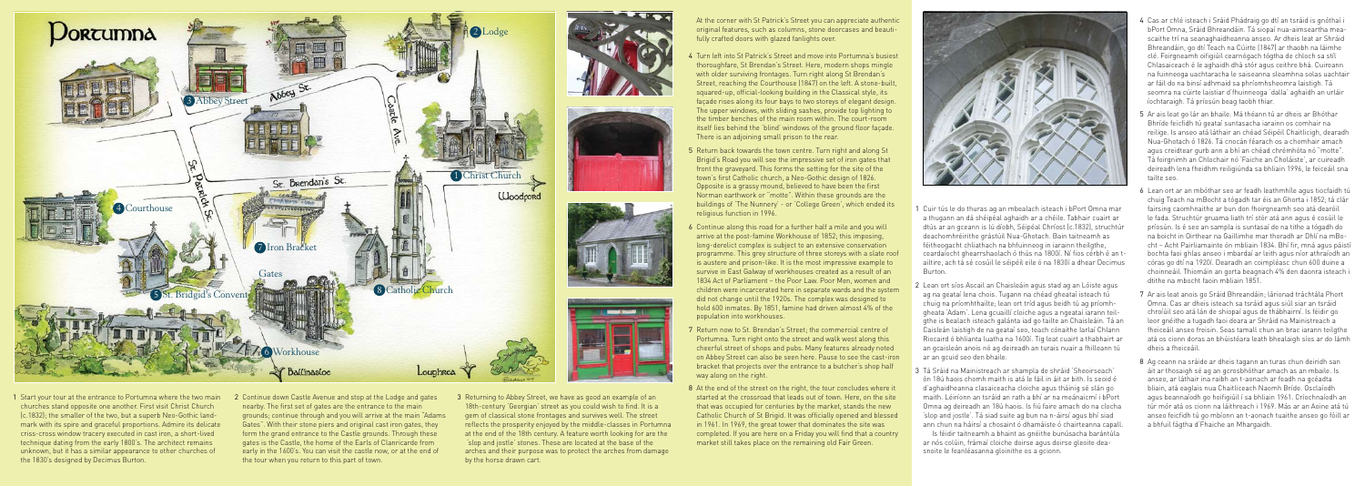# Portumna

2 Lodge
3 Abbey Street
Abbey St.
Castle Ave.
1 Christ Church
St. Brendan's St.
Woodford
St. Patrick St.
4 Courthouse
7 Iron Bracket
Gates
5 St. Brigid's Convent
8 Catholic Church
6 Workhouse
Ballinasloe
Loughrea

1 Start your tour at the entrance to Portumna where the two main churches stand opposite one another. First visit Christ Church (c.1832); the smaller of the two, but a superb Neo-Gothic landmark with its spire and graceful proportions. Admire its delicate criss-cross window tracery executed in cast iron, a short-lived technique dating from the early 1800's. The architect remains unknown, but it has a similar appearance to other churches of the 1830's designed by Decimus Burton.

2 Continue down Castle Avenue and stop at the Lodge and gates nearby. The first set of gates are the entrance to the main grounds; continue through and you will arrive at the main "Adams Gates". With their stone piers and original cast iron gates, they form the grand entrance to the Castle grounds. Through these gates is the Castle, the home of the Earls of Clanricarde from early in the 1600's. You can visit the castle now, or at the end of the tour when you return to this part of town.

3 Returning to Abbey Street, we have as good an example of an 18th-century 'Georgian' street as you could wish to find. It is a gem of classical stone frontages and survives well. The street reflects the prosperity enjoyed by the middle-classes in Portumna at the end of the 18th century. A feature worth looking for are the 'slop and jostle' stones. These are located at the base of the arches and their purpose was to protect the arches from damage by the horse drawn cart.

At the corner with St Patrick's Street you can appreciate authentic original features, such as columns, stone doorcases and beautifully crafted doors with glazed fanlights over.

4 Turn left into St Patrick's Street and move into Portumna's busiest thoroughfare, St Brendan's Street. Here, modern shops mingle with older surviving frontages. Turn right along St Brendan's Street, reaching the Courthouse (1847) on the left. A stone-built, squared-up, official-looking building in the Classical style, its façade rises along its four bays to two storeys of elegant design. The upper windows, with sliding sashes, provide top lighting to the timber benches of the main room within. The court-room itself lies behind the 'blind' windows of the ground floor façade. There is an adjoining small prison to the rear.

5 Return back towards the town centre. Turn right and along St Brigid's Road you will see the impressive set of iron gates that front the graveyard. This forms the setting for the site of the town's first Catholic church, a Neo-Gothic design of 1826. Opposite is a grassy mound, believed to have been the first Norman earthwork or "motte". Within these grounds are the buildings of 'The Nunnery' - or 'College Green', which ended its religious function in 1996.

6 Continue along this road for a further half a mile and you will arrive at the post-famine Workhouse of 1852; this imposing, long-derelict complex is subject to an extensive conservation programme. This grey structure of three storeys with a slate roof is austere and prison-like. It is the most impressive example to survive in East Galway of workhouses created as a result of an 1834 Act of Parliament – the Poor Law. Poor Men, women and children were incarcerated here in separate wards and the system did not change until the 1920s. The complex was designed to hold 600 inmates. By 1851, famine had driven almost 4% of the population into workhouses.

7 Return now to St. Brendan's Street; the commercial centre of Portumna. Turn right onto the street and walk west along this cheerful street of shops and pubs. Many features already noted on Abbey Street can also be seen here. Pause to see the cast-iron bracket that projects over the entrance to a butcher's shop half way along on the right.

8 At the end of the street on the right, the tour concludes where it started at the crossroad that leads out of town. Here, on the site that was occupied for centuries by the market, stands the new Catholic Church of St Brigid. It was officially opened and blessed in 1961. In 1969, the great tower that dominates the site was completed. If you are here on a Friday you will find that a country market still takes place on the remaining old Fair Green.

1 Cuir tús le do thuras ag an mbealach isteach i bPort Omna mar a thugann an dá shéipéal aghaidh ar a chéile. Tabhair cuairt ar dtús ar an gceann is lú díobh, Séipéal Chríost (c.1832), struchtúr dearchomhréirithe grástúil Nua-Ghotach. Bain taitneamh as féitheogacht chliathach na bhfuinneog in iarainn theilgthe, ceardaíocht ghearrshaolach ó thús na 1800í. Ní fios cérbh é an t-ailtire, ach tá sé cosúil le séipéil eile ó na 1830í a dhear Decimus Burton.

2 Lean ort síos Ascaill an Chaisleáin agus stad ag an Lóiste agus ag na geataí lena chois. Tugann na chéad gheataí isteach tú chuig na príomhthailte; lean ort tríd agus beidh tú ag príomhgheata 'Adam'. Lena gcuaillí cloiche agus a ngeataí iarann teilgthe is bealach isteach galánta iad go tailte an Chaisleáin. Tá an Caisleán laistigh de na geataí seo, teach cónaithe Iarlaí Chlann Riocaird ó bhlianta luatha na 1600í. Tig leat cuairt a thabhairt ar an gcaisleán anois nó ag deireadh an turais nuair a fhilleann tú ar an gcuid seo den bhaile.

3 Tá Sráid na Mainistreach ar shampla de shráid 'Sheoirseach' ón 18ú haois chomh maith is atá le fáil in áit ar bith. Is seoid é d'aghaidheanna clasaiceacha cloiche agus tháinig sé slán go maith. Léiríonn an tsráid an rath a bhí ar na meánaicmí i bPort Omna ag deireadh an 18ú haois. Is fiú faire amach do na clocha 'slop and jostle'. Tá siad suite ag bun na n-áirsí agus bhí siad ann chun na háirsí a chosaint ó dhamáiste ó chairteanna capall.

Is féidir taitneamh a bhaint as gnéithe barúlacha barántúla ar nós colúin, frámaí cloiche doirse agus doirse gleoite deasnoite le feanléasanna gloinithe os a gcionn.

4 Cas ar chlé isteach i Sráid Phádraig go dtí an tsráid is gnóthaí i bPort Omna, Sráid Bhreandáin. Tá siopaí nua-aimseartha measctha trí na seanaghaidheanna anseo. Ar dheis leat ar Shráid Bhreandáin, go dtí Teach na Cúirte (1847) ar thaobh na láimhe clé. Foirgneamh oifigiúil cearnógach tógtha de chloch sa stíl Chlasaiceach é le aghaidh dhá stór agus ceithre bhá. Cuireann na fuinneoga uachtaracha le saiseanna sleamhna solas uachtair ar fáil do na binsí adhmaid sa phríomhsheomra laistigh. Tá seomra na cúirte laistiar d'fhuinneoga 'dalla' aghaidh an urláir íochtaraigh. Tá príosún beag taobh thiar.

5 Ar ais leat go lár an bhaile. Má théann tú ar dheis ar Bhóthar Bhríde feicfidh tú geataí suntasacha iarainn os comhair na reilige. Is anseo atá láthair an chéad Séipéil Chaitlicigh, dearadh Nua-Ghotach ó 1826. Tá cnocán féarach os a chomhair amach agus creidtear gurb ann a bhí an chéad chréfhóta nó "motte". Tá foirgnimh an Chlochair nó 'Faiche an Choláiste', ar cuireadh deireadh lena fheidhm reiligiúnda sa bhliain 1996, le feiceáil sna tailte seo.

6 Lean ort ar an mbóthar seo ar feadh leathmhíle agus tiocfaidh tú chuig Teach na mBocht a tógadh tar éis an Ghorta i 1852; tá clár fairsing caomhnaithe ar bun don fhoirgneamh seo atá dearóil le fada. Struchtúr gruama liath trí stór atá ann agus é cosúil le príosún. Is é seo an sampla is suntasaí de na tithe a tógadh do na boicht in Oirthear na Gaillimhe mar thoradh ar Dhlí na mBocht – Acht Parlaiminte ón mbliain 1834. Bhí fir, mná agus páistí bochta faoi ghlas anseo i mbardaí ar leith agus níor athraíodh an córas go dtí na 1920í. Dearadh an coimpléasc chun 600 duine a choinneáil. Thiomáin an gorta beagnach 4% den daonra isteach i dtithe na mbocht faoin mbliain 1851.

7 Ar ais leat anois go Sráid Bhreandáin; lárionad tráchtála Phort Omna. Cas ar dheis isteach sa tsráid agus siúil siar an tsráid chroíúil seo atá lán de shiopaí agus de thábhairní. Is féidir go leor gnéithe a tugadh faoi deara ar Shráid na Mainistreach a fheiceáil anseo freisin. Seas tamall chun an brac iarann teilgthe atá os cionn doras an bhúistéara leath bhealaigh síos ar do lámh dheis a fheiceáil.

8 Ag ceann na sráide ar dheis tagann an turas chun deiridh san áit ar thosaigh sé ag an gcrosbhóthar amach as an mbaile. Is anseo, ar láthair ina raibh an t-aonach ar feadh na gcéadta bliain, atá eaglais nua Chaitliceach Naomh Bríde. Osclaíodh agus beannaíodh go hoifigiúil í sa bhliain 1961. Críochnaíodh an túr mór atá os cionn na láithreach i 1969. Más ar an Aoine atá tú anseo feicfidh tú go mbíonn an t-aonach tuaithe anseo go fóill ar a bhfuil fágtha d'Fhaiche an Mhargaidh.